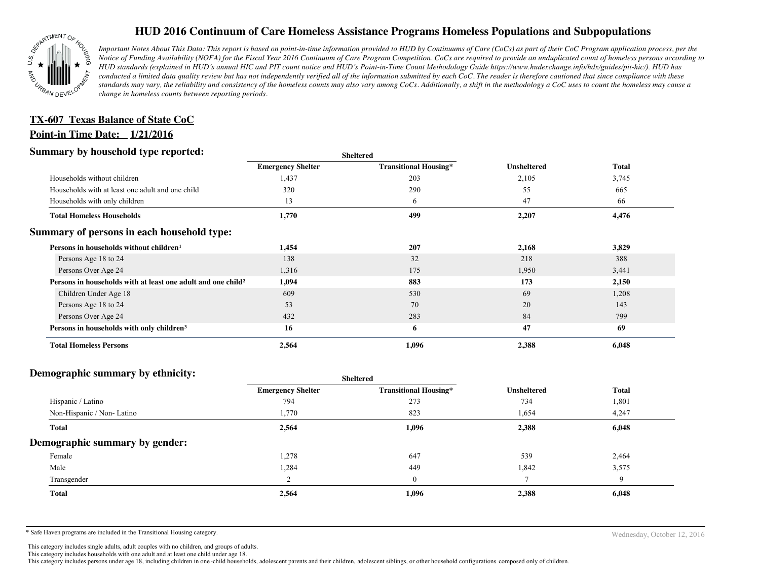# HUD 2016 Continuum of Care Homeless Assistance Programs Homeless Populations and Subpopulations

*Important Notes About This Data: This report is based on point-in-time information provided to HUD by Continuums of Care (CoCs) as part of their CoC Program application process, per the Notice of Funding Availability (NOFA) for the Fiscal Year 2016 Continuum of Care Program Competition. CoCs are required to provide an unduplicated count of homeless persons according to HUD standards (explained in HUD's annual HIC and PIT count notice and HUD's Point-in-Time Count Methodology Guide https://www.hudexchange.info/hdx/guides/pit-hic/). HUD has conducted a limited data quality review but has not independently verified all of the information submitted by each CoC. The reader is therefore cautioned that since compliance with these standards may vary, the reliability and consistency of the homeless counts may also vary among CoCs. Additionally, a shift in the methodology a CoC uses to count the homeless may cause a change in homeless counts between reporting periods.*

**TX-607 Texas Balance of State CoC**

**Point-in Time Date: 1/21/2016**

## Summary by household type reported:

| | Sheltered | | | |
|---|---|---|---|---|
| | Emergency Shelter | Transitional Housing* | Unsheltered | Total |
| Households without children | 1,437 | 203 | 2,105 | 3,745 |
| Households with at least one adult and one child | 320 | 290 | 55 | 665 |
| Households with only children | 13 | 6 | 47 | 66 |
| **Total Homeless Households** | **1,770** | **499** | **2,207** | **4,476** |

## Summary of persons in each household type:

| | Emergency Shelter | Transitional Housing* | Unsheltered | Total |
|---|---|---|---|---|
| **Persons in households without children[1]** | **1,454** | **207** | **2,168** | **3,829** |
| Persons Age 18 to 24 | 138 | 32 | 218 | 388 |
| Persons Over Age 24 | 1,316 | 175 | 1,950 | 3,441 |
| **Persons in households with at least one adult and one child[2]** | **1,094** | **883** | **173** | **2,150** |
| Children Under Age 18 | 609 | 530 | 69 | 1,208 |
| Persons Age 18 to 24 | 53 | 70 | 20 | 143 |
| Persons Over Age 24 | 432 | 283 | 84 | 799 |
| **Persons in households with only children[3]** | **16** | **6** | **47** | **69** |
| **Total Homeless Persons** | **2,564** | **1,096** | **2,388** | **6,048** |

## Demographic summary by ethnicity:

| | Sheltered | | | |
|---|---|---|---|---|
| | Emergency Shelter | Transitional Housing* | Unsheltered | Total |
| Hispanic / Latino | 794 | 273 | 734 | 1,801 |
| Non-Hispanic / Non- Latino | 1,770 | 823 | 1,654 | 4,247 |
| **Total** | **2,564** | **1,096** | **2,388** | **6,048** |

## Demographic summary by gender:

| | Emergency Shelter | Transitional Housing* | Unsheltered | Total |
|---|---|---|---|---|
| Female | 1,278 | 647 | 539 | 2,464 |
| Male | 1,284 | 449 | 1,842 | 3,575 |
| Transgender | 2 | 0 | 7 | 9 |
| **Total** | **2,564** | **1,096** | **2,388** | **6,048** |

\* Safe Haven programs are included in the Transitional Housing category.

Wednesday, October 12, 2016

[1] This category includes single adults, adult couples with no children, and groups of adults.
[2] This category includes households with one adult and at least one child under age 18.
[3] This category includes persons under age 18, including children in one-child households, adolescent parents and their children, adolescent siblings, or other household configurations composed only of children.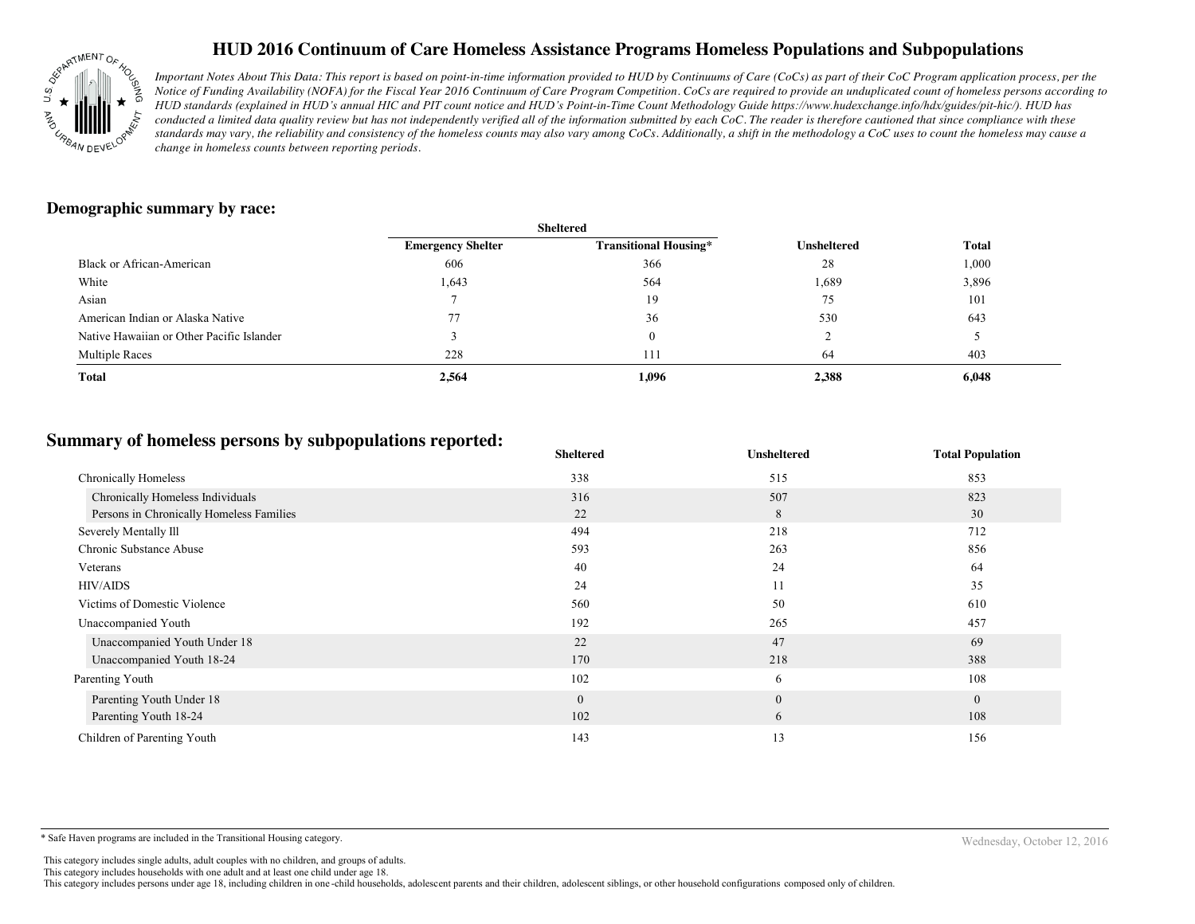# HUD 2016 Continuum of Care Homeless Assistance Programs Homeless Populations and Subpopulations

*Important Notes About This Data: This report is based on point-in-time information provided to HUD by Continuums of Care (CoCs) as part of their CoC Program application process, per the Notice of Funding Availability (NOFA) for the Fiscal Year 2016 Continuum of Care Program Competition. CoCs are required to provide an unduplicated count of homeless persons according to HUD standards (explained in HUD's annual HIC and PIT count notice and HUD's Point-in-Time Count Methodology Guide https://www.hudexchange.info/hdx/guides/pit-hic/). HUD has conducted a limited data quality review but has not independently verified all of the information submitted by each CoC. The reader is therefore cautioned that since compliance with these standards may vary, the reliability and consistency of the homeless counts may also vary among CoCs. Additionally, a shift in the methodology a CoC uses to count the homeless may cause a change in homeless counts between reporting periods.*

## Demographic summary by race:

| | Sheltered | | | |
|---|---|---|---|---|
| | Emergency Shelter | Transitional Housing* | Unsheltered | Total |
| Black or African-American | 606 | 366 | 28 | 1,000 |
| White | 1,643 | 564 | 1,689 | 3,896 |
| Asian | 7 | 19 | 75 | 101 |
| American Indian or Alaska Native | 77 | 36 | 530 | 643 |
| Native Hawaiian or Other Pacific Islander | 3 | 0 | 2 | 5 |
| Multiple Races | 228 | 111 | 64 | 403 |
| **Total** | **2,564** | **1,096** | **2,388** | **6,048** |

## Summary of homeless persons by subpopulations reported:

| | Sheltered | Unsheltered | Total Population |
|---|---|---|---|
| Chronically Homeless | 338 | 515 | 853 |
| Chronically Homeless Individuals | 316 | 507 | 823 |
| Persons in Chronically Homeless Families | 22 | 8 | 30 |
| Severely Mentally Ill | 494 | 218 | 712 |
| Chronic Substance Abuse | 593 | 263 | 856 |
| Veterans | 40 | 24 | 64 |
| HIV/AIDS | 24 | 11 | 35 |
| Victims of Domestic Violence | 560 | 50 | 610 |
| Unaccompanied Youth | 192 | 265 | 457 |
| Unaccompanied Youth Under 18 | 22 | 47 | 69 |
| Unaccompanied Youth 18-24 | 170 | 218 | 388 |
| Parenting Youth | 102 | 6 | 108 |
| Parenting Youth Under 18 | 0 | 0 | 0 |
| Parenting Youth 18-24 | 102 | 6 | 108 |
| Children of Parenting Youth | 143 | 13 | 156 |

\* Safe Haven programs are included in the Transitional Housing category.

Wednesday, October 12, 2016

This category includes single adults, adult couples with no children, and groups of adults.
This category includes households with one adult and at least one child under age 18.
This category includes persons under age 18, including children in one-child households, adolescent parents and their children, adolescent siblings, or other household configurations composed only of children.